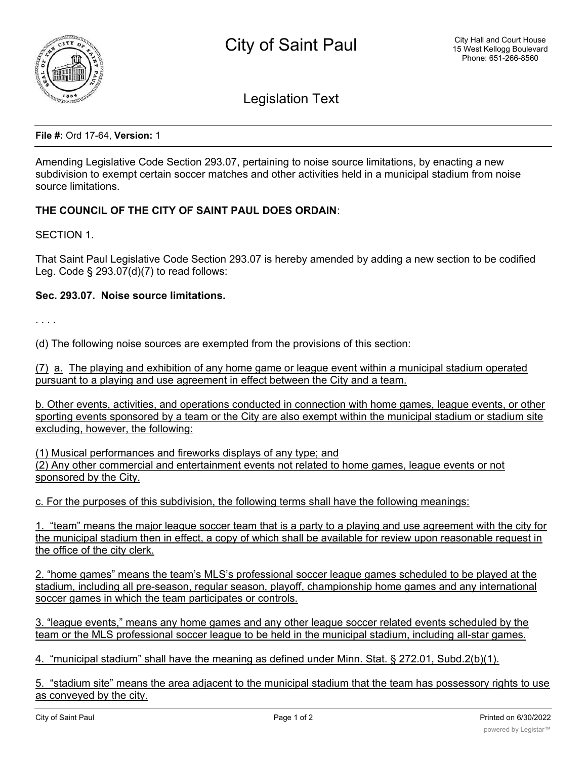# City of Saint Paul

City Hall and Court House
15 West Kellogg Boulevard
Phone: 651-266-8560

## Legislation Text

**File #:** Ord 17-64, **Version:** 1

Amending Legislative Code Section 293.07, pertaining to noise source limitations, by enacting a new subdivision to exempt certain soccer matches and other activities held in a municipal stadium from noise source limitations.

**THE COUNCIL OF THE CITY OF SAINT PAUL DOES ORDAIN**:

SECTION 1.

That Saint Paul Legislative Code Section 293.07 is hereby amended by adding a new section to be codified Leg. Code § 293.07(d)(7) to read follows:

**Sec. 293.07. Noise source limitations.**

. . . .

(d) The following noise sources are exempted from the provisions of this section:

<u>(7) a. The playing and exhibition of any home game or league event within a municipal stadium operated pursuant to a playing and use agreement in effect between the City and a team.</u>

<u>b. Other events, activities, and operations conducted in connection with home games, league events, or other sporting events sponsored by a team or the City are also exempt within the municipal stadium or stadium site excluding, however, the following:</u>

<u>(1) Musical performances and fireworks displays of any type; and</u>
<u>(2) Any other commercial and entertainment events not related to home games, league events or not sponsored by the City.</u>

<u>c. For the purposes of this subdivision, the following terms shall have the following meanings:</u>

<u>1. "team" means the major league soccer team that is a party to a playing and use agreement with the city for the municipal stadium then in effect, a copy of which shall be available for review upon reasonable request in the office of the city clerk.</u>

<u>2. "home games" means the team's MLS's professional soccer league games scheduled to be played at the stadium, including all pre-season, regular season, playoff, championship home games and any international soccer games in which the team participates or controls.</u>

<u>3. "league events," means any home games and any other league soccer related events scheduled by the team or the MLS professional soccer league to be held in the municipal stadium, including all-star games.</u>

<u>4. "municipal stadium" shall have the meaning as defined under Minn. Stat. § 272.01, Subd.2(b)(1).</u>

<u>5. "stadium site" means the area adjacent to the municipal stadium that the team has possessory rights to use as conveyed by the city.</u>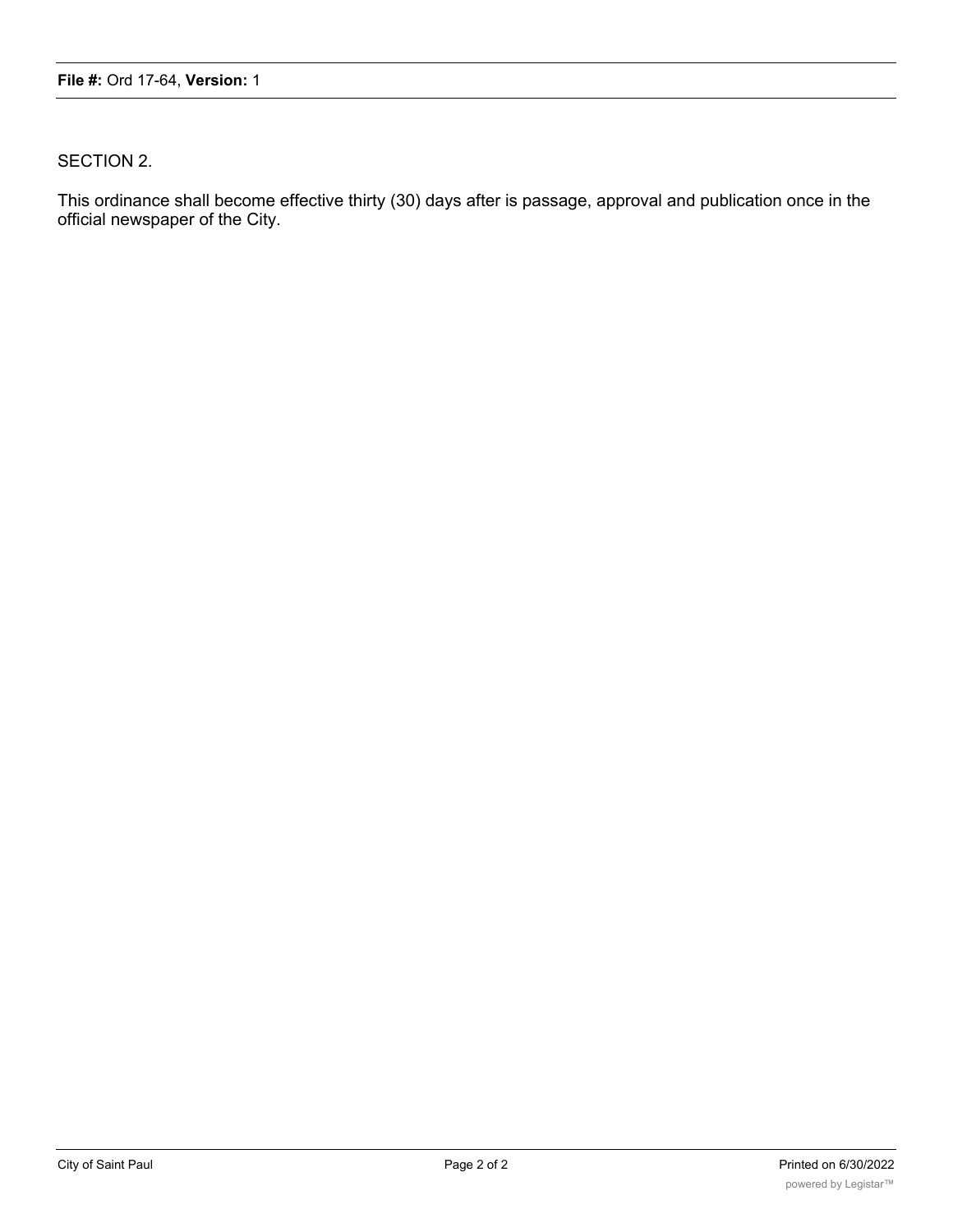SECTION 2.

This ordinance shall become effective thirty (30) days after is passage, approval and publication once in the official newspaper of the City.